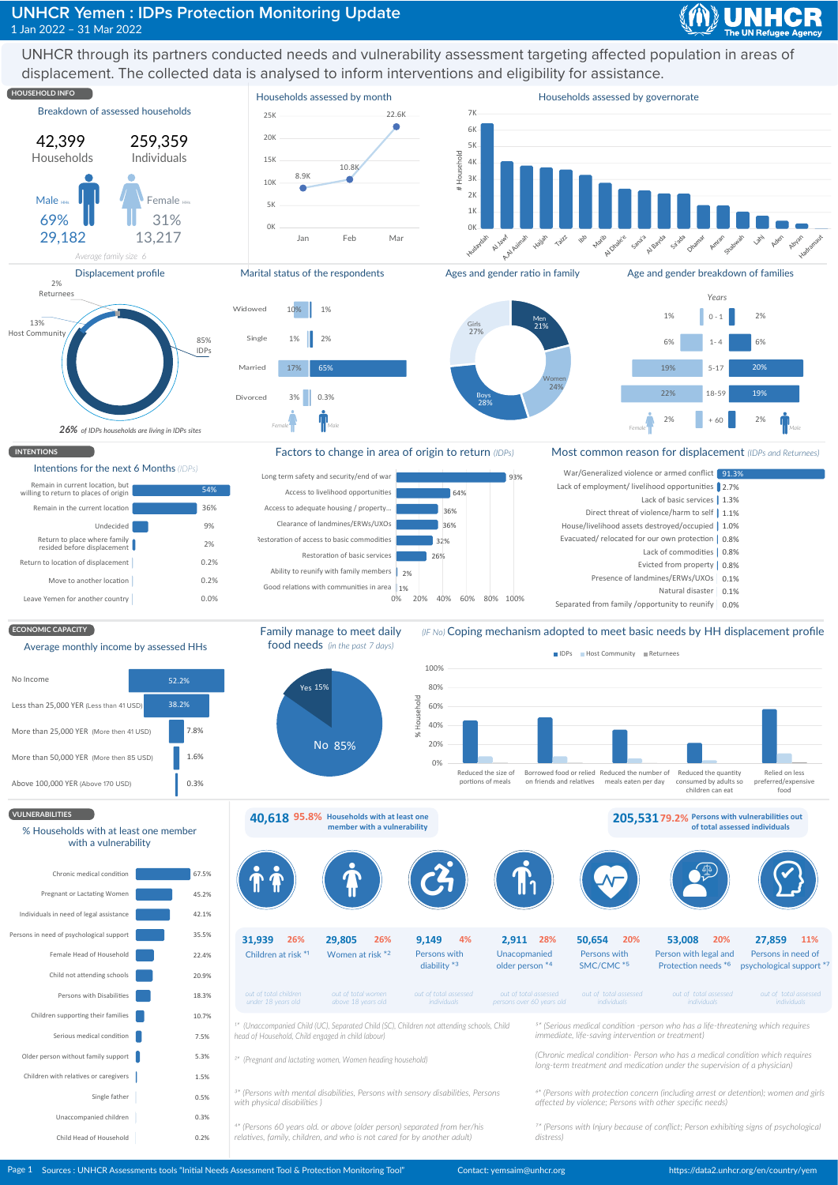# UNHCR Yemen : IDPs Protection Monitoring Update

1 Jan 2022 – 31 Mar 2022

UNHCR through its partners conducted needs and vulnerability assessment targeting affected population in areas of displacement. The collected data is analysed to inform interventions and eligibility for assistance.

## HOUSEHOLD INFO

### Breakdown of assessed households

| Households | Individuals |
|---|---|
| 42,399 | 259,359 |

| | Male HHs | Female HHs |
|---|---|---|
| % | 69% | 31% |
| Number | 29,182 | 13,217 |

Average family size 6

### Households assessed by month

| Month | Households |
|---|---|
| Jan | 8.9K |
| Feb | 10.8K |
| Mar | 22.6K |

### Households assessed by governorate

Hudaydah, Al Jawf, A.M Asimah, Hajjah, Taizz, Ibb, Marib, Al Dhale'e, Sana'a, Al Bayda, Sa'ada, Dhamar, Amran, Shabwah, Lahj, Aden, Abyan, Hadramaut

### Displacement profile

| Group | % |
|---|---|
| IDPs | 85% |
| Host Community | 13% |
| Returnees | 2% |

***26%** of IDPs households are living in IDPs sites*

### Marital status of the respondents

| Status | Female | Male |
|---|---|---|
| Widowed | 10% | 1% |
| Single | 1% | 2% |
| Married | 17% | 65% |
| Divorced | 3% | 0.3% |

### Ages and gender ratio in family

| Group | % |
|---|---|
| Men | 21% |
| Women | 24% |
| Boys | 28% |
| Girls | 27% |

### Age and gender breakdown of families

| Years | Female | Male |
|---|---|---|
| 0 - 1 | 1% | 2% |
| 1 - 4 | 6% | 6% |
| 5 - 17 | 19% | 20% |
| 18 - 59 | 22% | 19% |
| + 60 | 2% | 2% |

## INTENTIONS

### Intentions for the next 6 Months *(IDPs)*

| Intention | % |
|---|---|
| Remain in current location, but willing to return to places of origin | 54% |
| Remain in the current location | 36% |
| Undecided | 9% |
| Return to place where family resided before displacement | 2% |
| Return to location of displacement | 0.2% |
| Move to another location | 0.2% |
| Leave Yemen for another country | 0.0% |

### Factors to change in area of origin to return *(IDPs)*

| Factor | % |
|---|---|
| Long term safety and security/end of war | 93% |
| Access to livelihood opportunities | 64% |
| Access to adequate housing / property... | 36% |
| Clearance of landmines/ERWs/UXOs | 36% |
| Restoration of access to livelihood commodities | 32% |
| Restoration of basic services | 26% |
| Ability to reunify with family members | 2% |
| Good relations with communities in area | 1% |

### Most common reason for displacement *(IDPs and Returnees)*

| Reason | % |
|---|---|
| War/Generalized violence or armed conflict | 91.3% |
| Lack of employment/ livelihood opportunities | 2.7% |
| Lack of basic services | 1.3% |
| Direct threat of violence/harm to self | 1.1% |
| House/livelihood assets destroyed/occupied | 1.0% |
| Evacuated/ relocated for our own protection | 0.8% |
| Lack of commodities | 0.8% |
| Evicted from property | 0.8% |
| Presence of landmines/ERWs/UXOs | 0.1% |
| Natural disaster | 0.1% |
| Separated from family /opportunity to reunify | 0.0% |

## ECONOMIC CAPACITY

### Average monthly income by assessed HHs

| Income | % |
|---|---|
| No Income | 52.2% |
| Less than 25,000 YER (Less than 41 USD) | 38.2% |
| More than 25,000 YER (More then 41 USD) | 7.8% |
| More than 50,000 YER (More then 85 USD) | 1.6% |
| Above 100,000 YER (Above 170 USD) | 0.3% |

### Family manage to meet daily food needs *(in the past 7 days)*

| Answer | % |
|---|---|
| Yes | 15% |
| No | 85% |

### *(IF No)* Coping mechanism adopted to meet basic needs by HH displacement profile

IDPs, Host Community, Returnees

- Reduced the size of portions of meals
- Borrowed food or relied on friends and relatives
- Reduced the number of meals eaten per day
- Reduced the quantity consumed by adults so children can eat
- Relied on less preferred/expensive food

## VULNERABILITIES

### % Households with at least one member with a vulnerability

| Vulnerability | % |
|---|---|
| Chronic medical condition | 67.5% |
| Pregnant or Lactating Women | 45.2% |
| Individuals in need of legal assistance | 42.1% |
| Persons in need of psychological support | 35.5% |
| Female Head of Household | 22.4% |
| Child not attending schools | 20.9% |
| Persons with Disabilities | 18.3% |
| Children supporting their families | 10.7% |
| Serious medical condition | 7.5% |
| Older person without family support | 5.3% |
| Children with relatives or caregivers | 1.5% |
| Single father | 0.5% |
| Unaccompanied children | 0.3% |
| Child Head of Household | 0.2% |

**40,618** **95.8%** Households with at least one member with a vulnerability

**205,531** **79.2%** Persons with vulnerabilities out of total assessed individuals

| Category | Number | % | Base |
|---|---|---|---|
| Children at risk *1 | 31,939 | 26% | out of total children under 18 years old |
| Women at risk *2 | 29,805 | 26% | out of total women above 18 years old |
| Persons with diability *3 | 9,149 | 4% | out of total assessed individuals |
| Unacompanied older person *4 | 2,911 | 28% | out of total assessed persons over 60 years old |
| Persons with SMC/CMC *5 | 50,654 | 20% | out of total assessed individuals |
| Person with legal and Protection needs *6 | 53,008 | 20% | out of total assessed individuals |
| Persons in need of psychological support *7 | 27,859 | 11% | out of total assessed individuals |

1* (Unaccompanied Child (UC), Separated Child (SC), Children not attending schools, Child head of Household, Child engaged in child labour)

2* (Pregnant and lactating women, Women heading Household)

3* (Persons with mental disabilities, Persons with sensory disabilities, Persons with physical disabilities )

4* (Persons 60 years old, or above (older person) separated from her/his relatives, family, children, and who is not cared for by another adult)

5* (Serious medical condition -person who has a life-threatening which requires immediate, life-saving intervention or treatment)

(Chronic medical condition- Person who has a medical condition which requires long-term treatment and medication under the supervision of a physician)

6* (Persons with protection concern (including arrest or detention); women and girls affected by violence; Persons with other specific needs)

7* (Persons with Injury because of conflict; Person exhibiting signs of psychological distress)

Sources : UNHCR Assessments tools "Initial Needs Assessment Tool & Protection Monitoring Tool" Contact: yemsaim@unhcr.org https://data2.unhcr.org/en/country/yem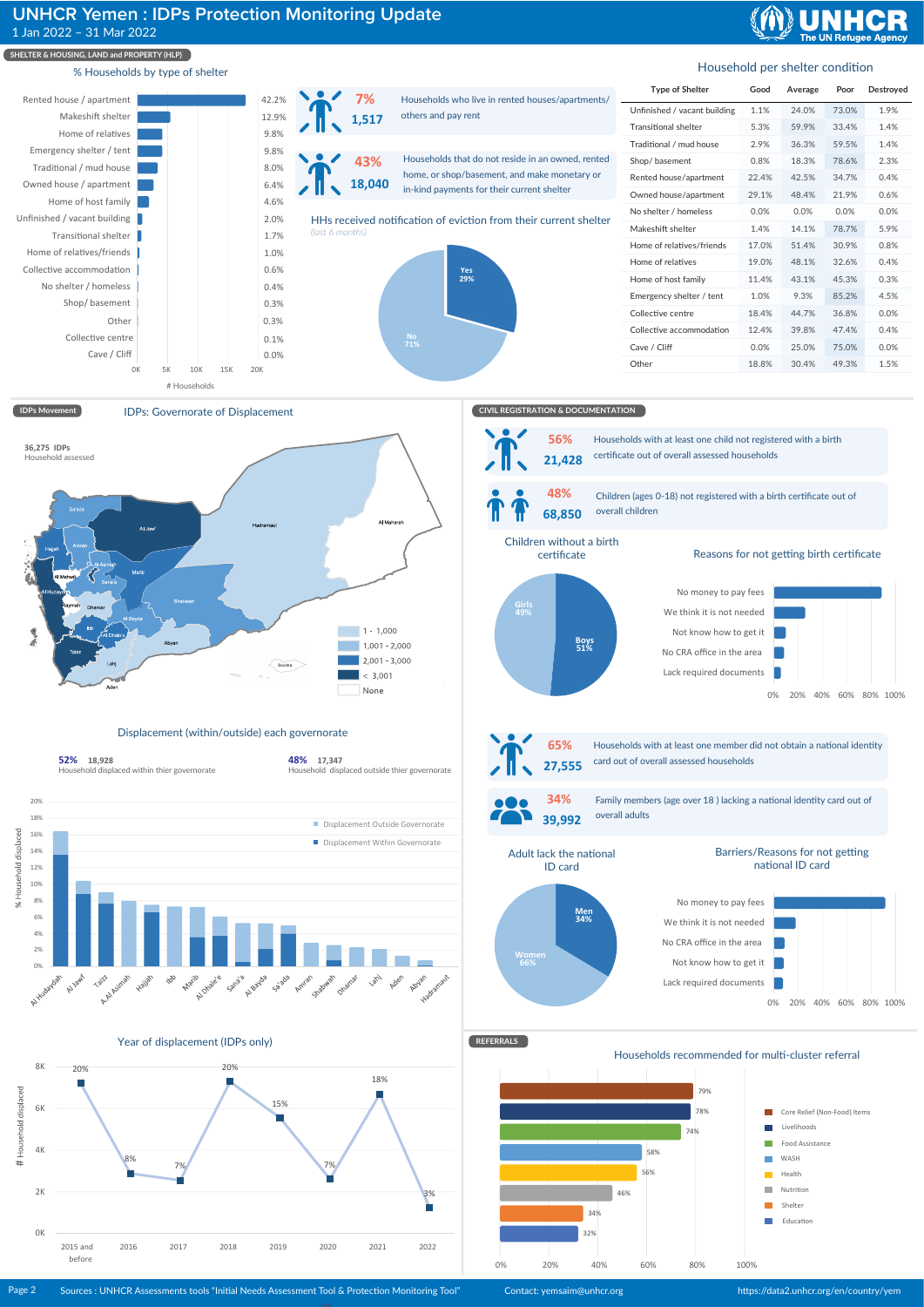# UNHCR Yemen : IDPs Protection Monitoring Update

1 Jan 2022 – 31 Mar 2022

## SHELTER & HOUSING, LAND and PROPERTY (HLP)

### % Households by type of shelter

Rented house / apartment 42.2%
Makeshift shelter 12.9%
Home of relatives 9.8%
Emergency shelter / tent 9.8%
Traditional / mud house 8.0%
Owned house / apartment 6.4%
Home of host family 4.6%
Unfinished / vacant building 2.0%
Transitional shelter 1.7%
Home of relatives/friends 1.0%
Collective accommodation 0.6%
No shelter / homeless 0.4%
Shop/ basement 0.3%
Other 0.3%
Collective centre 0.1%
Cave / Cliff 0.0%

0K 5K 10K 15K 20K
# Households

**7%** **1,517** Households who live in rented houses/apartments/ others and pay rent

**43%** **18,040** Households that do not reside in an owned, rented home, or shop/basement, and make monetary or in-kind payments for their current shelter

### HHs received notification of eviction from their current shelter

*(last 6 months)*

Yes 29%
No 71%

### Household per shelter condition

| Type of Shelter | Good | Average | Poor | Destroyed |
|---|---|---|---|---|
| Unfinished / vacant building | 1.1% | 24.0% | 73.0% | 1.9% |
| Transitional shelter | 5.3% | 59.9% | 33.4% | 1.4% |
| Traditional / mud house | 2.9% | 36.3% | 59.5% | 1.4% |
| Shop/ basement | 0.8% | 18.3% | 78.6% | 2.3% |
| Rented house/apartment | 22.4% | 42.5% | 34.7% | 0.4% |
| Owned house/apartment | 29.1% | 48.4% | 21.9% | 0.6% |
| No shelter / homeless | 0.0% | 0.0% | 0.0% | 0.0% |
| Makeshift shelter | 1.4% | 14.1% | 78.7% | 5.9% |
| Home of relatives/friends | 17.0% | 51.4% | 30.9% | 0.8% |
| Home of relatives | 19.0% | 48.1% | 32.6% | 0.4% |
| Home of host family | 11.4% | 43.1% | 45.3% | 0.3% |
| Emergency shelter / tent | 1.0% | 9.3% | 85.2% | 4.5% |
| Collective centre | 18.4% | 44.7% | 36.8% | 0.0% |
| Collective accommodation | 12.4% | 39.8% | 47.4% | 0.4% |
| Cave / Cliff | 0.0% | 25.0% | 75.0% | 0.0% |
| Other | 18.8% | 30.4% | 49.3% | 1.5% |

## IDPs Movement

### IDPs: Governorate of Displacement

**36,275 IDPs**
Household assessed

Legend: 1 - 1,000; 1,001 - 2,000; 2,001 - 3,000; < 3,001; None

### Displacement (within/outside) each governorate

**52%** 18,928 Household displaced within thier governorate

**48%** 17,347 Household displaced outside thier governorate

Legend: Displacement Outside Governorate; Displacement Within Governorate

% Household displaced: 0% – 20%

Al Hudaydah, Al Jawf, Taizz, A.Al Asimah, Hajjah, Ibb, Marib, Al Dhale'e, Sana'a, Al Bayda, Sa'ada, Amran, Shabwah, Dhamar, Lahj, Aden, Abyan, Hadramaut

### Year of displacement (IDPs only)

# Household displaced: 0K – 8K

2015 and before 20%; 2016 8%; 2017 7%; 2018 20%; 2019 15%; 2020 7%; 2021 18%; 2022 3%

## CIVIL REGISTRATION & DOCUMENTATION

**56%** **21,428** Households with at least one child not registered with a birth certificate out of overall assessed households

**48%** **68,850** Children (ages 0-18) not registered with a birth certificate out of overall children

### Children without a birth certificate

Girls 49%
Boys 51%

### Reasons for not getting birth certificate

No money to pay fees
We think it is not needed
Not know how to get it
No CRA office in the area
Lack required documents

0% 20% 40% 60% 80% 100%

**65%** **27,555** Households with at least one member did not obtain a national identity card out of overall assessed households

**34%** **39,992** Family members (age over 18 ) lacking a national identity card out of overall adults

### Adult lack the national ID card

Men 34%
Women 66%

### Barriers/Reasons for not getting national ID card

No money to pay fees
We think it is not needed
No CRA office in the area
Not know how to get it
Lack required documents

0% 20% 40% 60% 80% 100%

## REFERRALS

### Households recommended for multi-cluster referral

Core Relief (Non-Food) Items 79%
Livelihoods 78%
Food Assistance 74%
WASH 58%
Health 56%
Nutrition 46%
Shelter 34%
Education 32%

0% 20% 40% 60% 80% 100%

Sources : UNHCR Assessments tools "Initial Needs Assessment Tool & Protection Monitoring Tool" Contact: yemsaim@unhcr.org https://data2.unhcr.org/en/country/yem